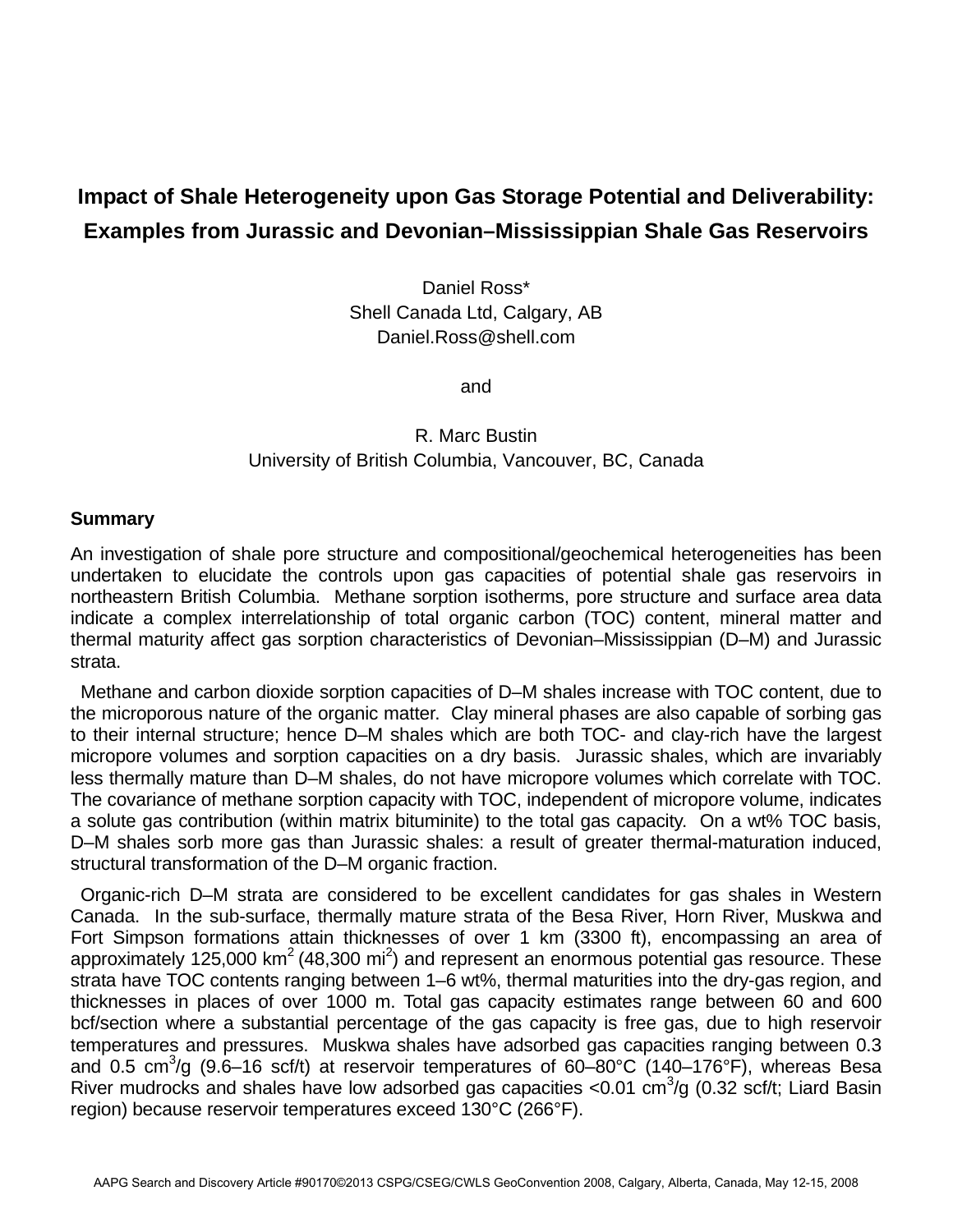# Impact of Shale Heterogeneity upon Gas Storage Potential and Deliverability: Examples from Jurassic and Devonian–Mississippian Shale Gas Reservoirs

Daniel Ross*
Shell Canada Ltd, Calgary, AB
Daniel.Ross@shell.com

and

R. Marc Bustin
University of British Columbia, Vancouver, BC, Canada

## Summary

An investigation of shale pore structure and compositional/geochemical heterogeneities has been undertaken to elucidate the controls upon gas capacities of potential shale gas reservoirs in northeastern British Columbia. Methane sorption isotherms, pore structure and surface area data indicate a complex interrelationship of total organic carbon (TOC) content, mineral matter and thermal maturity affect gas sorption characteristics of Devonian–Mississippian (D–M) and Jurassic strata.

Methane and carbon dioxide sorption capacities of D–M shales increase with TOC content, due to the microporous nature of the organic matter. Clay mineral phases are also capable of sorbing gas to their internal structure; hence D–M shales which are both TOC- and clay-rich have the largest micropore volumes and sorption capacities on a dry basis. Jurassic shales, which are invariably less thermally mature than D–M shales, do not have micropore volumes which correlate with TOC. The covariance of methane sorption capacity with TOC, independent of micropore volume, indicates a solute gas contribution (within matrix bituminite) to the total gas capacity. On a wt% TOC basis, D–M shales sorb more gas than Jurassic shales: a result of greater thermal-maturation induced, structural transformation of the D–M organic fraction.

Organic-rich D–M strata are considered to be excellent candidates for gas shales in Western Canada. In the sub-surface, thermally mature strata of the Besa River, Horn River, Muskwa and Fort Simpson formations attain thicknesses of over 1 km (3300 ft), encompassing an area of approximately 125,000 km$^2$ (48,300 mi$^2$) and represent an enormous potential gas resource. These strata have TOC contents ranging between 1–6 wt%, thermal maturities into the dry-gas region, and thicknesses in places of over 1000 m. Total gas capacity estimates range between 60 and 600 bcf/section where a substantial percentage of the gas capacity is free gas, due to high reservoir temperatures and pressures. Muskwa shales have adsorbed gas capacities ranging between 0.3 and 0.5 cm$^3$/g (9.6–16 scf/t) at reservoir temperatures of 60–80°C (140–176°F), whereas Besa River mudrocks and shales have low adsorbed gas capacities <0.01 cm$^3$/g (0.32 scf/t; Liard Basin region) because reservoir temperatures exceed 130°C (266°F).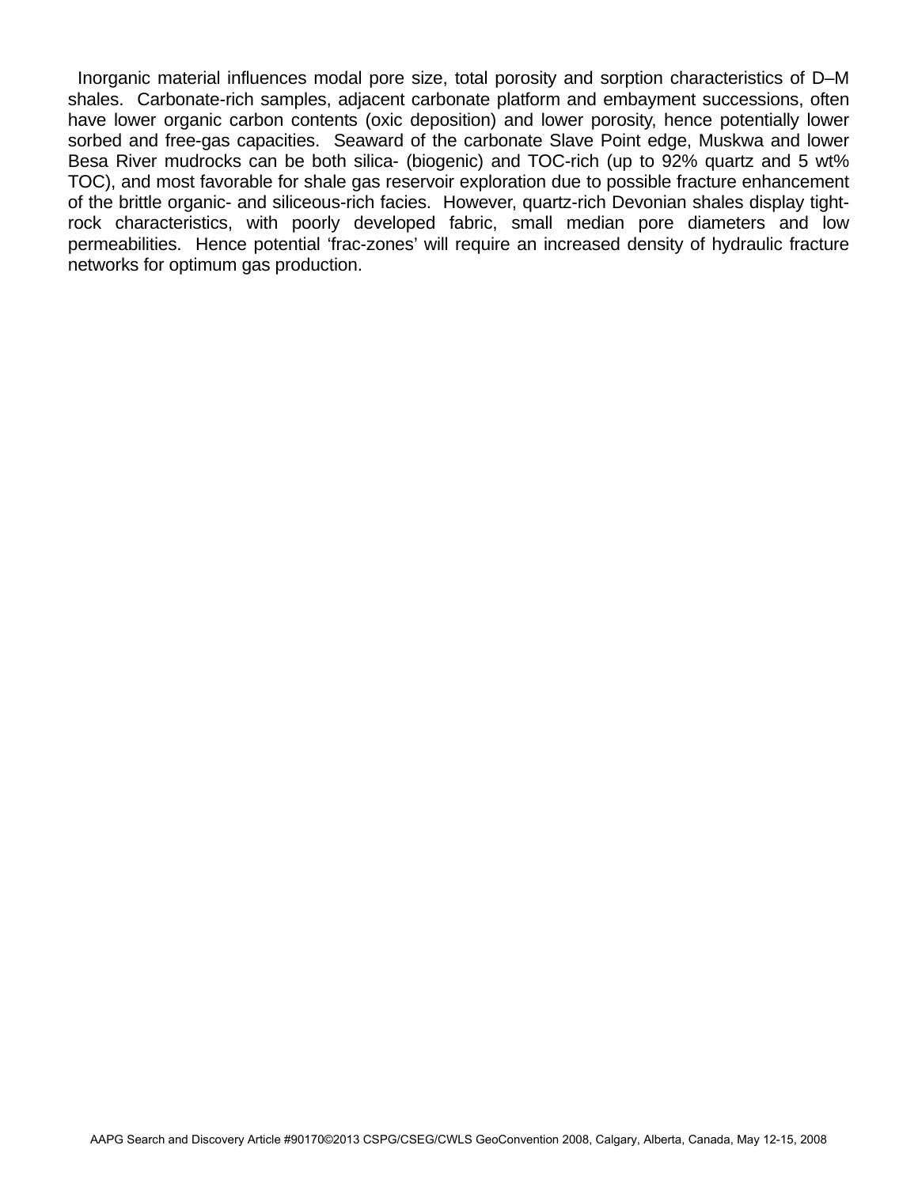Inorganic material influences modal pore size, total porosity and sorption characteristics of D–M shales. Carbonate-rich samples, adjacent carbonate platform and embayment successions, often have lower organic carbon contents (oxic deposition) and lower porosity, hence potentially lower sorbed and free-gas capacities. Seaward of the carbonate Slave Point edge, Muskwa and lower Besa River mudrocks can be both silica- (biogenic) and TOC-rich (up to 92% quartz and 5 wt% TOC), and most favorable for shale gas reservoir exploration due to possible fracture enhancement of the brittle organic- and siliceous-rich facies. However, quartz-rich Devonian shales display tight-rock characteristics, with poorly developed fabric, small median pore diameters and low permeabilities. Hence potential 'frac-zones' will require an increased density of hydraulic fracture networks for optimum gas production.